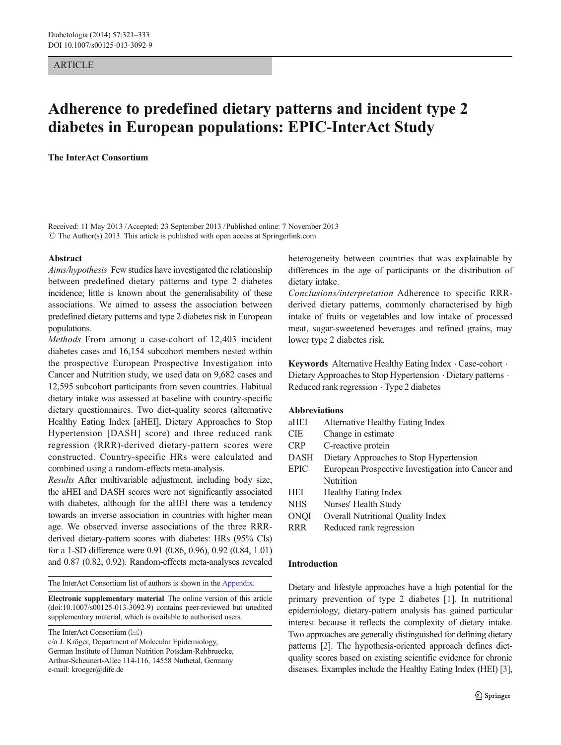ARTICLE

# Adherence to predefined dietary patterns and incident type 2 diabetes in European populations: EPIC-InterAct Study

**The InterAct Consortium**

Received: 11 May 2013 / Accepted: 23 September 2013 / Published online: 7 November 2013
© The Author(s) 2013. This article is published with open access at Springerlink.com

## Abstract

*Aims/hypothesis* Few studies have investigated the relationship between predefined dietary patterns and type 2 diabetes incidence; little is known about the generalisability of these associations. We aimed to assess the association between predefined dietary patterns and type 2 diabetes risk in European populations.

*Methods* From among a case-cohort of 12,403 incident diabetes cases and 16,154 subcohort members nested within the prospective European Prospective Investigation into Cancer and Nutrition study, we used data on 9,682 cases and 12,595 subcohort participants from seven countries. Habitual dietary intake was assessed at baseline with country-specific dietary questionnaires. Two diet-quality scores (alternative Healthy Eating Index [aHEI], Dietary Approaches to Stop Hypertension [DASH] score) and three reduced rank regression (RRR)-derived dietary-pattern scores were constructed. Country-specific HRs were calculated and combined using a random-effects meta-analysis.

*Results* After multivariable adjustment, including body size, the aHEI and DASH scores were not significantly associated with diabetes, although for the aHEI there was a tendency towards an inverse association in countries with higher mean age. We observed inverse associations of the three RRR-derived dietary-pattern scores with diabetes: HRs (95% CIs) for a 1-SD difference were 0.91 (0.86, 0.96), 0.92 (0.84, 1.01) and 0.87 (0.82, 0.92). Random-effects meta-analyses revealed heterogeneity between countries that was explainable by differences in the age of participants or the distribution of dietary intake.

*Conclusions/interpretation* Adherence to specific RRR-derived dietary patterns, commonly characterised by high intake of fruits or vegetables and low intake of processed meat, sugar-sweetened beverages and refined grains, may lower type 2 diabetes risk.

**Keywords** Alternative Healthy Eating Index · Case-cohort · Dietary Approaches to Stop Hypertension · Dietary patterns · Reduced rank regression · Type 2 diabetes

**Abbreviations**

| | |
|---|---|
| aHEI | Alternative Healthy Eating Index |
| CIE | Change in estimate |
| CRP | C-reactive protein |
| DASH | Dietary Approaches to Stop Hypertension |
| EPIC | European Prospective Investigation into Cancer and Nutrition |
| HEI | Healthy Eating Index |
| NHS | Nurses' Health Study |
| ONQI | Overall Nutritional Quality Index |
| RRR | Reduced rank regression |

The InterAct Consortium list of authors is shown in the Appendix.

**Electronic supplementary material** The online version of this article (doi:10.1007/s00125-013-3092-9) contains peer-reviewed but unedited supplementary material, which is available to authorised users.

The InterAct Consortium (✉)
c/o J. Kröger, Department of Molecular Epidemiology,
German Institute of Human Nutrition Potsdam-Rehbruecke,
Arthur-Scheunert-Allee 114-116, 14558 Nuthetal, Germany
e-mail: kroeger@dife.de

## Introduction

Dietary and lifestyle approaches have a high potential for the primary prevention of type 2 diabetes [1]. In nutritional epidemiology, dietary-pattern analysis has gained particular interest because it reflects the complexity of dietary intake. Two approaches are generally distinguished for defining dietary patterns [2]. The hypothesis-oriented approach defines diet-quality scores based on existing scientific evidence for chronic diseases. Examples include the Healthy Eating Index (HEI) [3],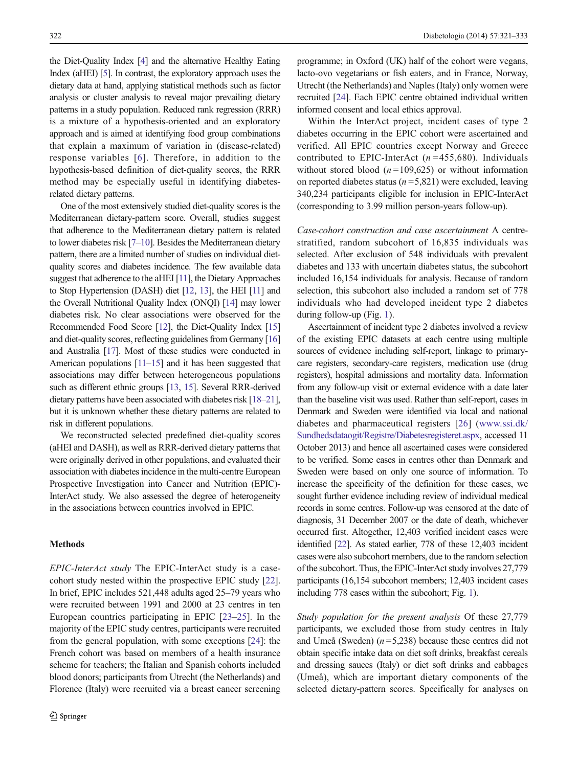the Diet-Quality Index [4] and the alternative Healthy Eating Index (aHEI) [5]. In contrast, the exploratory approach uses the dietary data at hand, applying statistical methods such as factor analysis or cluster analysis to reveal major prevailing dietary patterns in a study population. Reduced rank regression (RRR) is a mixture of a hypothesis-oriented and an exploratory approach and is aimed at identifying food group combinations that explain a maximum of variation in (disease-related) response variables [6]. Therefore, in addition to the hypothesis-based definition of diet-quality scores, the RRR method may be especially useful in identifying diabetes-related dietary patterns.

One of the most extensively studied diet-quality scores is the Mediterranean dietary-pattern score. Overall, studies suggest that adherence to the Mediterranean dietary pattern is related to lower diabetes risk [7–10]. Besides the Mediterranean dietary pattern, there are a limited number of studies on individual diet-quality scores and diabetes incidence. The few available data suggest that adherence to the aHEI [11], the Dietary Approaches to Stop Hypertension (DASH) diet [12, 13], the HEI [11] and the Overall Nutritional Quality Index (ONQI) [14] may lower diabetes risk. No clear associations were observed for the Recommended Food Score [12], the Diet-Quality Index [15] and diet-quality scores, reflecting guidelines from Germany [16] and Australia [17]. Most of these studies were conducted in American populations [11–15] and it has been suggested that associations may differ between heterogeneous populations such as different ethnic groups [13, 15]. Several RRR-derived dietary patterns have been associated with diabetes risk [18–21], but it is unknown whether these dietary patterns are related to risk in different populations.

We reconstructed selected predefined diet-quality scores (aHEI and DASH), as well as RRR-derived dietary patterns that were originally derived in other populations, and evaluated their association with diabetes incidence in the multi-centre European Prospective Investigation into Cancer and Nutrition (EPIC)-InterAct study. We also assessed the degree of heterogeneity in the associations between countries involved in EPIC.

## Methods

*EPIC-InterAct study* The EPIC-InterAct study is a case-cohort study nested within the prospective EPIC study [22]. In brief, EPIC includes 521,448 adults aged 25–79 years who were recruited between 1991 and 2000 at 23 centres in ten European countries participating in EPIC [23–25]. In the majority of the EPIC study centres, participants were recruited from the general population, with some exceptions [24]: the French cohort was based on members of a health insurance scheme for teachers; the Italian and Spanish cohorts included blood donors; participants from Utrecht (the Netherlands) and Florence (Italy) were recruited via a breast cancer screening programme; in Oxford (UK) half of the cohort were vegans, lacto-ovo vegetarians or fish eaters, and in France, Norway, Utrecht (the Netherlands) and Naples (Italy) only women were recruited [24]. Each EPIC centre obtained individual written informed consent and local ethics approval.

Within the InterAct project, incident cases of type 2 diabetes occurring in the EPIC cohort were ascertained and verified. All EPIC countries except Norway and Greece contributed to EPIC-InterAct ($n$ =455,680). Individuals without stored blood ($n$ =109,625) or without information on reported diabetes status ($n$ =5,821) were excluded, leaving 340,234 participants eligible for inclusion in EPIC-InterAct (corresponding to 3.99 million person-years follow-up).

*Case-cohort construction and case ascertainment* A centre-stratified, random subcohort of 16,835 individuals was selected. After exclusion of 548 individuals with prevalent diabetes and 133 with uncertain diabetes status, the subcohort included 16,154 individuals for analysis. Because of random selection, this subcohort also included a random set of 778 individuals who had developed incident type 2 diabetes during follow-up (Fig. 1).

Ascertainment of incident type 2 diabetes involved a review of the existing EPIC datasets at each centre using multiple sources of evidence including self-report, linkage to primary-care registers, secondary-care registers, medication use (drug registers), hospital admissions and mortality data. Information from any follow-up visit or external evidence with a date later than the baseline visit was used. Rather than self-report, cases in Denmark and Sweden were identified via local and national diabetes and pharmaceutical registers [26] (www.ssi.dk/Sundhedsdataogit/Registre/Diabetesregisteret.aspx, accessed 11 October 2013) and hence all ascertained cases were considered to be verified. Some cases in centres other than Denmark and Sweden were based on only one source of information. To increase the specificity of the definition for these cases, we sought further evidence including review of individual medical records in some centres. Follow-up was censored at the date of diagnosis, 31 December 2007 or the date of death, whichever occurred first. Altogether, 12,403 verified incident cases were identified [22]. As stated earlier, 778 of these 12,403 incident cases were also subcohort members, due to the random selection of the subcohort. Thus, the EPIC-InterAct study involves 27,779 participants (16,154 subcohort members; 12,403 incident cases including 778 cases within the subcohort; Fig. 1).

*Study population for the present analysis* Of these 27,779 participants, we excluded those from study centres in Italy and Umeå (Sweden) ($n$ =5,238) because these centres did not obtain specific intake data on diet soft drinks, breakfast cereals and dressing sauces (Italy) or diet soft drinks and cabbages (Umeå), which are important dietary components of the selected dietary-pattern scores. Specifically for analyses on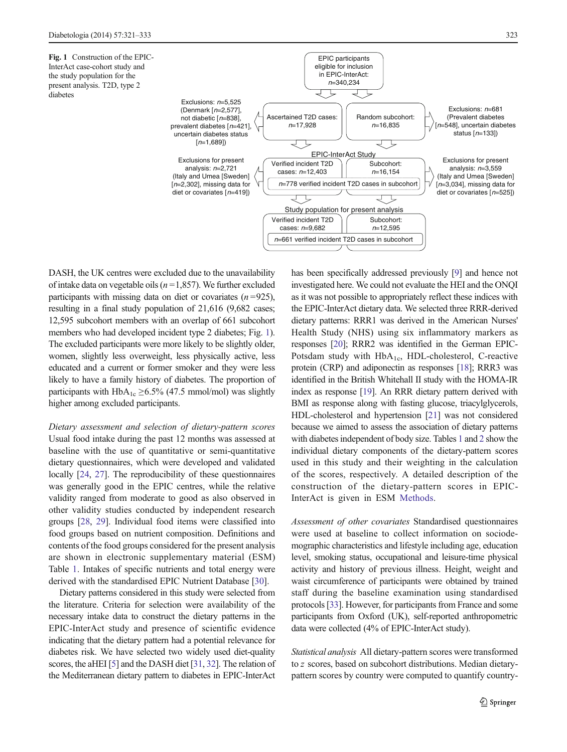**Fig. 1** Construction of the EPIC-InterAct case-cohort study and the study population for the present analysis. T2D, type 2 diabetes

EPIC participants eligible for inclusion in EPIC-InterAct: *n*=340,234

Exclusions: *n*=5,525 (Denmark [*n*=2,577], not diabetic [*n*=838], prevalent diabetes [*n*=421], uncertain diabetes status [*n*=1,689])

Ascertained T2D cases: *n*=17,928

Random subcohort: *n*=16,835

Exclusions: *n*=681 (Prevalent diabetes [*n*=548], uncertain diabetes status [*n*=133])

EPIC-InterAct Study

Exclusions for present analysis: *n*=2,721 (Italy and Umea [Sweden] [*n*=2,302], missing data for diet or covariates [*n*=419])

Verified incident T2D cases: *n*=12,403

Subcohort: *n*=16,154

*n*=778 verified incident T2D cases in subcohort

Exclusions for present analysis: *n*=3,559 (Italy and Umea [Sweden] [*n*=3,034], missing data for diet or covariates [*n*=525])

Study population for present analysis

Verified incident T2D cases: *n*=9,682

Subcohort: *n*=12,595

*n*=661 verified incident T2D cases in subcohort

DASH, the UK centres were excluded due to the unavailability of intake data on vegetable oils ($n=1{,}857$). We further excluded participants with missing data on diet or covariates ($n=925$), resulting in a final study population of 21,616 (9,682 cases; 12,595 subcohort members with an overlap of 661 subcohort members who had developed incident type 2 diabetes; Fig. 1). The excluded participants were more likely to be slightly older, women, slightly less overweight, less physically active, less educated and a current or former smoker and they were less likely to have a family history of diabetes. The proportion of participants with $\text{HbA}_{1c}$ ≥6.5% (47.5 mmol/mol) was slightly higher among excluded participants.

*Dietary assessment and selection of dietary-pattern scores* Usual food intake during the past 12 months was assessed at baseline with the use of quantitative or semi-quantitative dietary questionnaires, which were developed and validated locally [24, 27]. The reproducibility of these questionnaires was generally good in the EPIC centres, while the relative validity ranged from moderate to good as also observed in other validity studies conducted by independent research groups [28, 29]. Individual food items were classified into food groups based on nutrient composition. Definitions and contents of the food groups considered for the present analysis are shown in electronic supplementary material (ESM) Table 1. Intakes of specific nutrients and total energy were derived with the standardised EPIC Nutrient Database [30].

Dietary patterns considered in this study were selected from the literature. Criteria for selection were availability of the necessary intake data to construct the dietary patterns in the EPIC-InterAct study and presence of scientific evidence indicating that the dietary pattern had a potential relevance for diabetes risk. We have selected two widely used diet-quality scores, the aHEI [5] and the DASH diet [31, 32]. The relation of the Mediterranean dietary pattern to diabetes in EPIC-InterAct has been specifically addressed previously [9] and hence not investigated here. We could not evaluate the HEI and the ONQI as it was not possible to appropriately reflect these indices with the EPIC-InterAct dietary data. We selected three RRR-derived dietary patterns: RRR1 was derived in the American Nurses' Health Study (NHS) using six inflammatory markers as responses [20]; RRR2 was identified in the German EPIC-Potsdam study with $\text{HbA}_{1c}$, HDL-cholesterol, C-reactive protein (CRP) and adiponectin as responses [18]; RRR3 was identified in the British Whitehall II study with the HOMA-IR index as response [19]. An RRR dietary pattern derived with BMI as response along with fasting glucose, triacylglycerols, HDL-cholesterol and hypertension [21] was not considered because we aimed to assess the association of dietary patterns with diabetes independent of body size. Tables 1 and 2 show the individual dietary components of the dietary-pattern scores used in this study and their weighting in the calculation of the scores, respectively. A detailed description of the construction of the dietary-pattern scores in EPIC-InterAct is given in ESM Methods.

*Assessment of other covariates* Standardised questionnaires were used at baseline to collect information on sociodemographic characteristics and lifestyle including age, education level, smoking status, occupational and leisure-time physical activity and history of previous illness. Height, weight and waist circumference of participants were obtained by trained staff during the baseline examination using standardised protocols [33]. However, for participants from France and some participants from Oxford (UK), self-reported anthropometric data were collected (4% of EPIC-InterAct study).

*Statistical analysis* All dietary-pattern scores were transformed to *z* scores, based on subcohort distributions. Median dietary-pattern scores by country were computed to quantify country-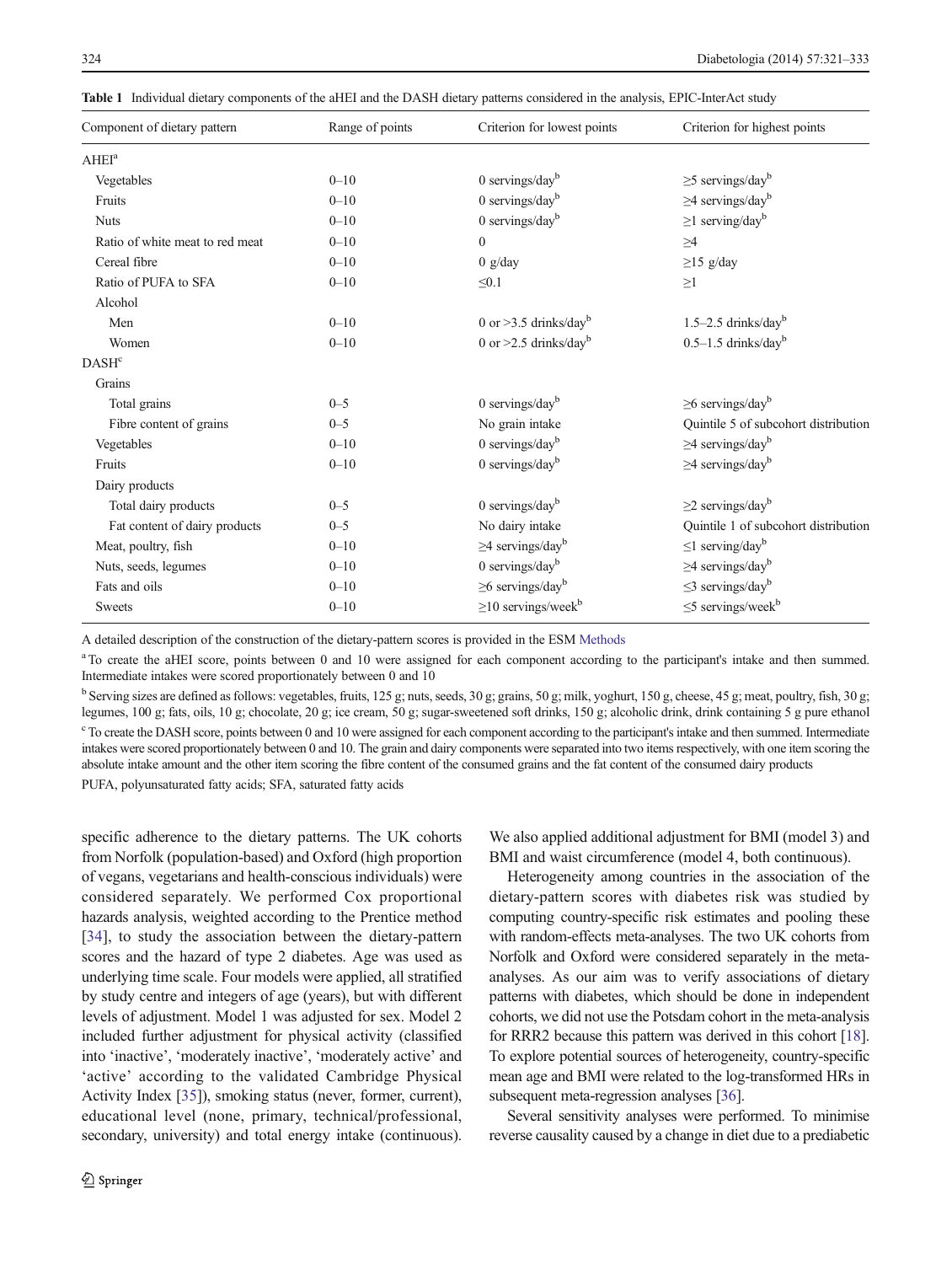**Table 1** Individual dietary components of the aHEI and the DASH dietary patterns considered in the analysis, EPIC-InterAct study

| Component of dietary pattern | Range of points | Criterion for lowest points | Criterion for highest points |
|---|---|---|---|
| AHEI[a] | | | |
| Vegetables | 0–10 | 0 servings/day[b] | ≥5 servings/day[b] |
| Fruits | 0–10 | 0 servings/day[b] | ≥4 servings/day[b] |
| Nuts | 0–10 | 0 servings/day[b] | ≥1 serving/day[b] |
| Ratio of white meat to red meat | 0–10 | 0 | ≥4 |
| Cereal fibre | 0–10 | 0 g/day | ≥15 g/day |
| Ratio of PUFA to SFA | 0–10 | ≤0.1 | ≥1 |
| Alcohol | | | |
| Men | 0–10 | 0 or >3.5 drinks/day[b] | 1.5–2.5 drinks/day[b] |
| Women | 0–10 | 0 or >2.5 drinks/day[b] | 0.5–1.5 drinks/day[b] |
| DASH[c] | | | |
| Grains | | | |
| Total grains | 0–5 | 0 servings/day[b] | ≥6 servings/day[b] |
| Fibre content of grains | 0–5 | No grain intake | Quintile 5 of subcohort distribution |
| Vegetables | 0–10 | 0 servings/day[b] | ≥4 servings/day[b] |
| Fruits | 0–10 | 0 servings/day[b] | ≥4 servings/day[b] |
| Dairy products | | | |
| Total dairy products | 0–5 | 0 servings/day[b] | ≥2 servings/day[b] |
| Fat content of dairy products | 0–5 | No dairy intake | Quintile 1 of subcohort distribution |
| Meat, poultry, fish | 0–10 | ≥4 servings/day[b] | ≤1 serving/day[b] |
| Nuts, seeds, legumes | 0–10 | 0 servings/day[b] | ≥4 servings/day[b] |
| Fats and oils | 0–10 | ≥6 servings/day[b] | ≤3 servings/day[b] |
| Sweets | 0–10 | ≥10 servings/week[b] | ≤5 servings/week[b] |

A detailed description of the construction of the dietary-pattern scores is provided in the ESM Methods

[a] To create the aHEI score, points between 0 and 10 were assigned for each component according to the participant's intake and then summed. Intermediate intakes were scored proportionately between 0 and 10

[b] Serving sizes are defined as follows: vegetables, fruits, 125 g; nuts, seeds, 30 g; grains, 50 g; milk, yoghurt, 150 g, cheese, 45 g; meat, poultry, fish, 30 g; legumes, 100 g; fats, oils, 10 g; chocolate, 20 g; ice cream, 50 g; sugar-sweetened soft drinks, 150 g; alcoholic drink, drink containing 5 g pure ethanol

[c] To create the DASH score, points between 0 and 10 were assigned for each component according to the participant's intake and then summed. Intermediate intakes were scored proportionately between 0 and 10. The grain and dairy components were separated into two items respectively, with one item scoring the absolute intake amount and the other item scoring the fibre content of the consumed grains and the fat content of the consumed dairy products

PUFA, polyunsaturated fatty acids; SFA, saturated fatty acids

specific adherence to the dietary patterns. The UK cohorts from Norfolk (population-based) and Oxford (high proportion of vegans, vegetarians and health-conscious individuals) were considered separately. We performed Cox proportional hazards analysis, weighted according to the Prentice method [34], to study the association between the dietary-pattern scores and the hazard of type 2 diabetes. Age was used as underlying time scale. Four models were applied, all stratified by study centre and integers of age (years), but with different levels of adjustment. Model 1 was adjusted for sex. Model 2 included further adjustment for physical activity (classified into 'inactive', 'moderately inactive', 'moderately active' and 'active' according to the validated Cambridge Physical Activity Index [35]), smoking status (never, former, current), educational level (none, primary, technical/professional, secondary, university) and total energy intake (continuous). We also applied additional adjustment for BMI (model 3) and BMI and waist circumference (model 4, both continuous).

Heterogeneity among countries in the association of the dietary-pattern scores with diabetes risk was studied by computing country-specific risk estimates and pooling these with random-effects meta-analyses. The two UK cohorts from Norfolk and Oxford were considered separately in the meta-analyses. As our aim was to verify associations of dietary patterns with diabetes, which should be done in independent cohorts, we did not use the Potsdam cohort in the meta-analysis for RRR2 because this pattern was derived in this cohort [18]. To explore potential sources of heterogeneity, country-specific mean age and BMI were related to the log-transformed HRs in subsequent meta-regression analyses [36].

Several sensitivity analyses were performed. To minimise reverse causality caused by a change in diet due to a prediabetic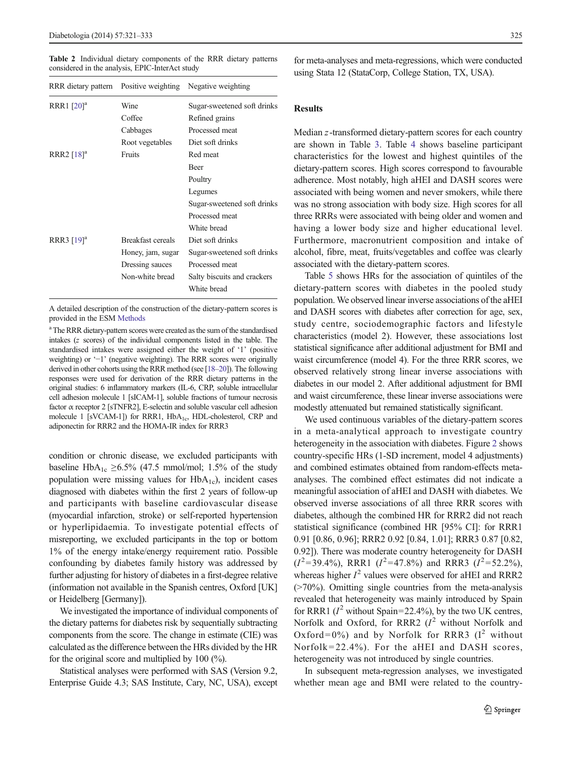**Table 2** Individual dietary components of the RRR dietary patterns considered in the analysis, EPIC-InterAct study

| RRR dietary pattern | Positive weighting | Negative weighting |
|---|---|---|
| RRR1 [20][a] | Wine | Sugar-sweetened soft drinks |
| | Coffee | Refined grains |
| | Cabbages | Processed meat |
| | Root vegetables | Diet soft drinks |
| RRR2 [18][a] | Fruits | Red meat |
| | | Beer |
| | | Poultry |
| | | Legumes |
| | | Sugar-sweetened soft drinks |
| | | Processed meat |
| | | White bread |
| RRR3 [19][a] | Breakfast cereals | Diet soft drinks |
| | Honey, jam, sugar | Sugar-sweetened soft drinks |
| | Dressing sauces | Processed meat |
| | Non-white bread | Salty biscuits and crackers |
| | | White bread |

A detailed description of the construction of the dietary-pattern scores is provided in the ESM Methods

[a] The RRR dietary-pattern scores were created as the sum of the standardised intakes (*z* scores) of the individual components listed in the table. The standardised intakes were assigned either the weight of '1' (positive weighting) or '−1' (negative weighting). The RRR scores were originally derived in other cohorts using the RRR method (see [18–20]). The following responses were used for derivation of the RRR dietary patterns in the original studies: 6 inflammatory markers (IL-6, CRP, soluble intracellular cell adhesion molecule 1 [sICAM-1], soluble fractions of tumour necrosis factor α receptor 2 [sTNFR2], E-selectin and soluble vascular cell adhesion molecule 1 [sVCAM-1]) for RRR1, $HbA_{1c}$, HDL-cholesterol, CRP and adiponectin for RRR2 and the HOMA-IR index for RRR3

condition or chronic disease, we excluded participants with baseline $HbA_{1c}$ ≥6.5% (47.5 mmol/mol; 1.5% of the study population were missing values for $HbA_{1c}$), incident cases diagnosed with diabetes within the first 2 years of follow-up and participants with baseline cardiovascular disease (myocardial infarction, stroke) or self-reported hypertension or hyperlipidaemia. To investigate potential effects of misreporting, we excluded participants in the top or bottom 1% of the energy intake/energy requirement ratio. Possible confounding by diabetes family history was addressed by further adjusting for history of diabetes in a first-degree relative (information not available in the Spanish centres, Oxford [UK] or Heidelberg [Germany]).

We investigated the importance of individual components of the dietary patterns for diabetes risk by sequentially subtracting components from the score. The change in estimate (CIE) was calculated as the difference between the HRs divided by the HR for the original score and multiplied by 100 (%).

Statistical analyses were performed with SAS (Version 9.2, Enterprise Guide 4.3; SAS Institute, Cary, NC, USA), except for meta-analyses and meta-regressions, which were conducted using Stata 12 (StataCorp, College Station, TX, USA).

## Results

Median *z*-transformed dietary-pattern scores for each country are shown in Table 3. Table 4 shows baseline participant characteristics for the lowest and highest quintiles of the dietary-pattern scores. High scores correspond to favourable adherence. Most notably, high aHEI and DASH scores were associated with being women and never smokers, while there was no strong association with body size. High scores for all three RRRs were associated with being older and women and having a lower body size and higher educational level. Furthermore, macronutrient composition and intake of alcohol, fibre, meat, fruits/vegetables and coffee was clearly associated with the dietary-pattern scores.

Table 5 shows HRs for the association of quintiles of the dietary-pattern scores with diabetes in the pooled study population. We observed linear inverse associations of the aHEI and DASH scores with diabetes after correction for age, sex, study centre, sociodemographic factors and lifestyle characteristics (model 2). However, these associations lost statistical significance after additional adjustment for BMI and waist circumference (model 4). For the three RRR scores, we observed relatively strong linear inverse associations with diabetes in our model 2. After additional adjustment for BMI and waist circumference, these linear inverse associations were modestly attenuated but remained statistically significant.

We used continuous variables of the dietary-pattern scores in a meta-analytical approach to investigate country heterogeneity in the association with diabetes. Figure 2 shows country-specific HRs (1-SD increment, model 4 adjustments) and combined estimates obtained from random-effects meta-analyses. The combined effect estimates did not indicate a meaningful association of aHEI and DASH with diabetes. We observed inverse associations of all three RRR scores with diabetes, although the combined HR for RRR2 did not reach statistical significance (combined HR [95% CI]: for RRR1 0.91 [0.86, 0.96]; RRR2 0.92 [0.84, 1.01]; RRR3 0.87 [0.82, 0.92]). There was moderate country heterogeneity for DASH ($I^2$=39.4%), RRR1 ($I^2$=47.8%) and RRR3 ($I^2$=52.2%), whereas higher $I^2$ values were observed for aHEI and RRR2 (>70%). Omitting single countries from the meta-analysis revealed that heterogeneity was mainly introduced by Spain for RRR1 ($I^2$ without Spain=22.4%), by the two UK centres, Norfolk and Oxford, for RRR2 ($I^2$ without Norfolk and Oxford=0%) and by Norfolk for RRR3 ($I^2$ without Norfolk=22.4%). For the aHEI and DASH scores, heterogeneity was not introduced by single countries.

In subsequent meta-regression analyses, we investigated whether mean age and BMI were related to the country-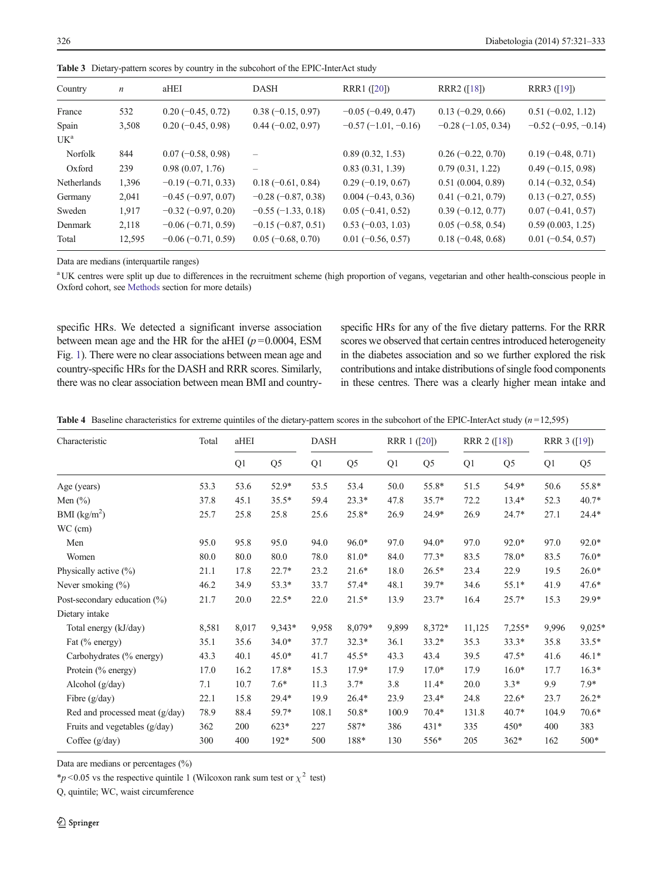**Table 3** Dietary-pattern scores by country in the subcohort of the EPIC-InterAct study

| Country | $n$ | aHEI | DASH | RRR1 ([20]) | RRR2 ([18]) | RRR3 ([19]) |
|---|---|---|---|---|---|---|
| France | 532 | 0.20 (−0.45, 0.72) | 0.38 (−0.15, 0.97) | −0.05 (−0.49, 0.47) | 0.13 (−0.29, 0.66) | 0.51 (−0.02, 1.12) |
| Spain | 3,508 | 0.20 (−0.45, 0.98) | 0.44 (−0.02, 0.97) | −0.57 (−1.01, −0.16) | −0.28 (−1.05, 0.34) | −0.52 (−0.95, −0.14) |
| UK[a] | | | | | | |
| Norfolk | 844 | 0.07 (−0.58, 0.98) | – | 0.89 (0.32, 1.53) | 0.26 (−0.22, 0.70) | 0.19 (−0.48, 0.71) |
| Oxford | 239 | 0.98 (0.07, 1.76) | – | 0.83 (0.31, 1.39) | 0.79 (0.31, 1.22) | 0.49 (−0.15, 0.98) |
| Netherlands | 1,396 | −0.19 (−0.71, 0.33) | 0.18 (−0.61, 0.84) | 0.29 (−0.19, 0.67) | 0.51 (0.004, 0.89) | 0.14 (−0.32, 0.54) |
| Germany | 2,041 | −0.45 (−0.97, 0.07) | −0.28 (−0.87, 0.38) | 0.004 (−0.43, 0.36) | 0.41 (−0.21, 0.79) | 0.13 (−0.27, 0.55) |
| Sweden | 1,917 | −0.32 (−0.97, 0.20) | −0.55 (−1.33, 0.18) | 0.05 (−0.41, 0.52) | 0.39 (−0.12, 0.77) | 0.07 (−0.41, 0.57) |
| Denmark | 2,118 | −0.06 (−0.71, 0.59) | −0.15 (−0.87, 0.51) | 0.53 (−0.03, 1.03) | 0.05 (−0.58, 0.54) | 0.59 (0.003, 1.25) |
| Total | 12,595 | −0.06 (−0.71, 0.59) | 0.05 (−0.68, 0.70) | 0.01 (−0.56, 0.57) | 0.18 (−0.48, 0.68) | 0.01 (−0.54, 0.57) |

Data are medians (interquartile ranges)

[a] UK centres were split up due to differences in the recruitment scheme (high proportion of vegans, vegetarian and other health-conscious people in Oxford cohort, see Methods section for more details)

specific HRs. We detected a significant inverse association between mean age and the HR for the aHEI ($p = 0.0004$, ESM Fig. 1). There were no clear associations between mean age and country-specific HRs for the DASH and RRR scores. Similarly, there was no clear association between mean BMI and country-specific HRs for any of the five dietary patterns. For the RRR scores we observed that certain centres introduced heterogeneity in the diabetes association and so we further explored the risk contributions and intake distributions of single food components in these centres. There was a clearly higher mean intake and

**Table 4** Baseline characteristics for extreme quintiles of the dietary-pattern scores in the subcohort of the EPIC-InterAct study ($n = 12,595$)

| Characteristic | Total | aHEI | | DASH | | RRR 1 ([20]) | | RRR 2 ([18]) | | RRR 3 ([19]) | |
|---|---|---|---|---|---|---|---|---|---|---|---|
| | | Q1 | Q5 | Q1 | Q5 | Q1 | Q5 | Q1 | Q5 | Q1 | Q5 |
| Age (years) | 53.3 | 53.6 | 52.9* | 53.5 | 53.4 | 50.0 | 55.8* | 51.5 | 54.9* | 50.6 | 55.8* |
| Men (%) | 37.8 | 45.1 | 35.5* | 59.4 | 23.3* | 47.8 | 35.7* | 72.2 | 13.4* | 52.3 | 40.7* |
| BMI (kg/m$^2$) | 25.7 | 25.8 | 25.8 | 25.6 | 25.8* | 26.9 | 24.9* | 26.9 | 24.7* | 27.1 | 24.4* |
| WC (cm) | | | | | | | | | | | |
| Men | 95.0 | 95.8 | 95.0 | 94.0 | 96.0* | 97.0 | 94.0* | 97.0 | 92.0* | 97.0 | 92.0* |
| Women | 80.0 | 80.0 | 80.0 | 78.0 | 81.0* | 84.0 | 77.3* | 83.5 | 78.0* | 83.5 | 76.0* |
| Physically active (%) | 21.1 | 17.8 | 22.7* | 23.2 | 21.6* | 18.0 | 26.5* | 23.4 | 22.9 | 19.5 | 26.0* |
| Never smoking (%) | 46.2 | 34.9 | 53.3* | 33.7 | 57.4* | 48.1 | 39.7* | 34.6 | 55.1* | 41.9 | 47.6* |
| Post-secondary education (%) | 21.7 | 20.0 | 22.5* | 22.0 | 21.5* | 13.9 | 23.7* | 16.4 | 25.7* | 15.3 | 29.9* |
| Dietary intake | | | | | | | | | | | |
| Total energy (kJ/day) | 8,581 | 8,017 | 9,343* | 9,958 | 8,079* | 9,899 | 8,372* | 11,125 | 7,255* | 9,996 | 9,025* |
| Fat (% energy) | 35.1 | 35.6 | 34.0* | 37.7 | 32.3* | 36.1 | 33.2* | 35.3 | 33.3* | 35.8 | 33.5* |
| Carbohydrates (% energy) | 43.3 | 40.1 | 45.0* | 41.7 | 45.5* | 43.3 | 43.4 | 39.5 | 47.5* | 41.6 | 46.1* |
| Protein (% energy) | 17.0 | 16.2 | 17.8* | 15.3 | 17.9* | 17.9 | 17.0* | 17.9 | 16.0* | 17.7 | 16.3* |
| Alcohol (g/day) | 7.1 | 10.7 | 7.6* | 11.3 | 3.7* | 3.8 | 11.4* | 20.0 | 3.3* | 9.9 | 7.9* |
| Fibre (g/day) | 22.1 | 15.8 | 29.4* | 19.9 | 26.4* | 23.9 | 23.4* | 24.8 | 22.6* | 23.7 | 26.2* |
| Red and processed meat (g/day) | 78.9 | 88.4 | 59.7* | 108.1 | 50.8* | 100.9 | 70.4* | 131.8 | 40.7* | 104.9 | 70.6* |
| Fruits and vegetables (g/day) | 362 | 200 | 623* | 227 | 587* | 386 | 431* | 335 | 450* | 400 | 383 |
| Coffee (g/day) | 300 | 400 | 192* | 500 | 188* | 130 | 556* | 205 | 362* | 162 | 500* |

Data are medians or percentages (%)

*$p < 0.05$ vs the respective quintile 1 (Wilcoxon rank sum test or $\chi^2$ test)

Q, quintile; WC, waist circumference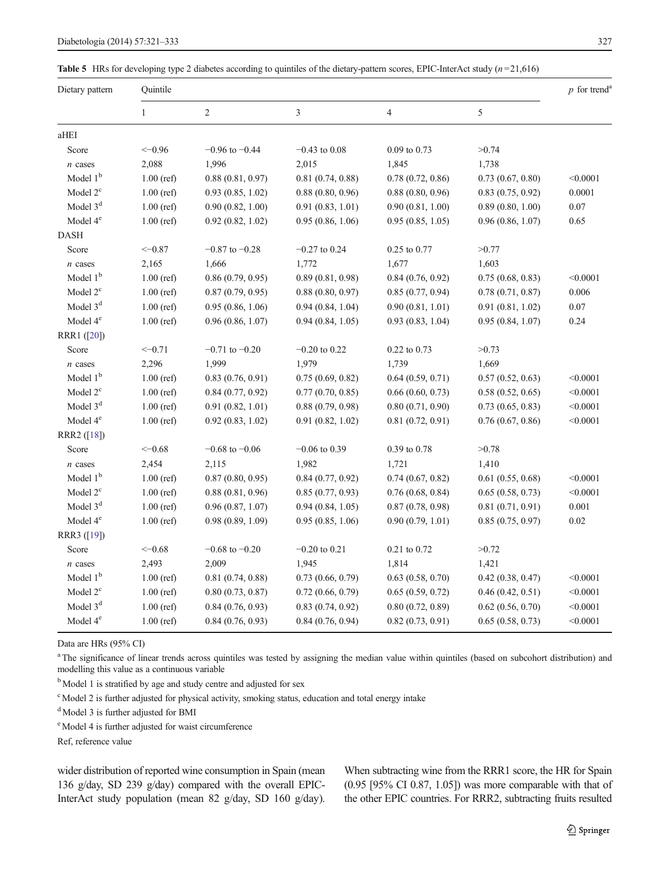**Table 5** HRs for developing type 2 diabetes according to quintiles of the dietary-pattern scores, EPIC-InterAct study ($n$=21,616)

| Dietary pattern | Quintile | | | | | $p$ for trend[a] |
|---|---|---|---|---|---|---|
| | 1 | 2 | 3 | 4 | 5 | |
| aHEI | | | | | | |
| Score | <−0.96 | −0.96 to −0.44 | −0.43 to 0.08 | 0.09 to 0.73 | >0.74 | |
| $n$ cases | 2,088 | 1,996 | 2,015 | 1,845 | 1,738 | |
| Model 1[b] | 1.00 (ref) | 0.88 (0.81, 0.97) | 0.81 (0.74, 0.88) | 0.78 (0.72, 0.86) | 0.73 (0.67, 0.80) | <0.0001 |
| Model 2[c] | 1.00 (ref) | 0.93 (0.85, 1.02) | 0.88 (0.80, 0.96) | 0.88 (0.80, 0.96) | 0.83 (0.75, 0.92) | 0.0001 |
| Model 3[d] | 1.00 (ref) | 0.90 (0.82, 1.00) | 0.91 (0.83, 1.01) | 0.90 (0.81, 1.00) | 0.89 (0.80, 1.00) | 0.07 |
| Model 4[e] | 1.00 (ref) | 0.92 (0.82, 1.02) | 0.95 (0.86, 1.06) | 0.95 (0.85, 1.05) | 0.96 (0.86, 1.07) | 0.65 |
| DASH | | | | | | |
| Score | <−0.87 | −0.87 to −0.28 | −0.27 to 0.24 | 0.25 to 0.77 | >0.77 | |
| $n$ cases | 2,165 | 1,666 | 1,772 | 1,677 | 1,603 | |
| Model 1[b] | 1.00 (ref) | 0.86 (0.79, 0.95) | 0.89 (0.81, 0.98) | 0.84 (0.76, 0.92) | 0.75 (0.68, 0.83) | <0.0001 |
| Model 2[c] | 1.00 (ref) | 0.87 (0.79, 0.95) | 0.88 (0.80, 0.97) | 0.85 (0.77, 0.94) | 0.78 (0.71, 0.87) | 0.006 |
| Model 3[d] | 1.00 (ref) | 0.95 (0.86, 1.06) | 0.94 (0.84, 1.04) | 0.90 (0.81, 1.01) | 0.91 (0.81, 1.02) | 0.07 |
| Model 4[e] | 1.00 (ref) | 0.96 (0.86, 1.07) | 0.94 (0.84, 1.05) | 0.93 (0.83, 1.04) | 0.95 (0.84, 1.07) | 0.24 |
| RRR1 ([20]) | | | | | | |
| Score | <−0.71 | −0.71 to −0.20 | −0.20 to 0.22 | 0.22 to 0.73 | >0.73 | |
| $n$ cases | 2,296 | 1,999 | 1,979 | 1,739 | 1,669 | |
| Model 1[b] | 1.00 (ref) | 0.83 (0.76, 0.91) | 0.75 (0.69, 0.82) | 0.64 (0.59, 0.71) | 0.57 (0.52, 0.63) | <0.0001 |
| Model 2[c] | 1.00 (ref) | 0.84 (0.77, 0.92) | 0.77 (0.70, 0.85) | 0.66 (0.60, 0.73) | 0.58 (0.52, 0.65) | <0.0001 |
| Model 3[d] | 1.00 (ref) | 0.91 (0.82, 1.01) | 0.88 (0.79, 0.98) | 0.80 (0.71, 0.90) | 0.73 (0.65, 0.83) | <0.0001 |
| Model 4[e] | 1.00 (ref) | 0.92 (0.83, 1.02) | 0.91 (0.82, 1.02) | 0.81 (0.72, 0.91) | 0.76 (0.67, 0.86) | <0.0001 |
| RRR2 ([18]) | | | | | | |
| Score | <−0.68 | −0.68 to −0.06 | −0.06 to 0.39 | 0.39 to 0.78 | >0.78 | |
| $n$ cases | 2,454 | 2,115 | 1,982 | 1,721 | 1,410 | |
| Model 1[b] | 1.00 (ref) | 0.87 (0.80, 0.95) | 0.84 (0.77, 0.92) | 0.74 (0.67, 0.82) | 0.61 (0.55, 0.68) | <0.0001 |
| Model 2[c] | 1.00 (ref) | 0.88 (0.81, 0.96) | 0.85 (0.77, 0.93) | 0.76 (0.68, 0.84) | 0.65 (0.58, 0.73) | <0.0001 |
| Model 3[d] | 1.00 (ref) | 0.96 (0.87, 1.07) | 0.94 (0.84, 1.05) | 0.87 (0.78, 0.98) | 0.81 (0.71, 0.91) | 0.001 |
| Model 4[e] | 1.00 (ref) | 0.98 (0.89, 1.09) | 0.95 (0.85, 1.06) | 0.90 (0.79, 1.01) | 0.85 (0.75, 0.97) | 0.02 |
| RRR3 ([19]) | | | | | | |
| Score | <−0.68 | −0.68 to −0.20 | −0.20 to 0.21 | 0.21 to 0.72 | >0.72 | |
| $n$ cases | 2,493 | 2,009 | 1,945 | 1,814 | 1,421 | |
| Model 1[b] | 1.00 (ref) | 0.81 (0.74, 0.88) | 0.73 (0.66, 0.79) | 0.63 (0.58, 0.70) | 0.42 (0.38, 0.47) | <0.0001 |
| Model 2[c] | 1.00 (ref) | 0.80 (0.73, 0.87) | 0.72 (0.66, 0.79) | 0.65 (0.59, 0.72) | 0.46 (0.42, 0.51) | <0.0001 |
| Model 3[d] | 1.00 (ref) | 0.84 (0.76, 0.93) | 0.83 (0.74, 0.92) | 0.80 (0.72, 0.89) | 0.62 (0.56, 0.70) | <0.0001 |
| Model 4[e] | 1.00 (ref) | 0.84 (0.76, 0.93) | 0.84 (0.76, 0.94) | 0.82 (0.73, 0.91) | 0.65 (0.58, 0.73) | <0.0001 |

Data are HRs (95% CI)

[a] The significance of linear trends across quintiles was tested by assigning the median value within quintiles (based on subcohort distribution) and modelling this value as a continuous variable

[b] Model 1 is stratified by age and study centre and adjusted for sex

[c] Model 2 is further adjusted for physical activity, smoking status, education and total energy intake

[d] Model 3 is further adjusted for BMI

[e] Model 4 is further adjusted for waist circumference

Ref, reference value

wider distribution of reported wine consumption in Spain (mean 136 g/day, SD 239 g/day) compared with the overall EPIC-InterAct study population (mean 82 g/day, SD 160 g/day). When subtracting wine from the RRR1 score, the HR for Spain (0.95 [95% CI 0.87, 1.05]) was more comparable with that of the other EPIC countries. For RRR2, subtracting fruits resulted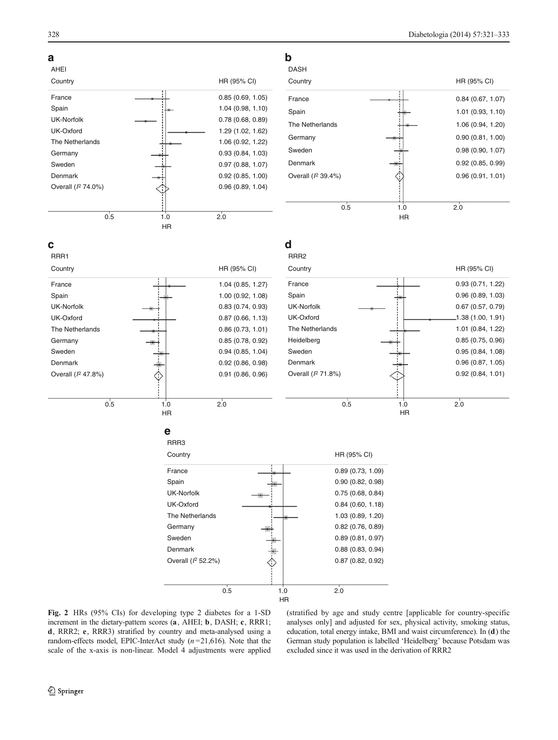**a**

AHEI

| Country | HR (95% CI) |
|---|---|
| France | 0.85 (0.69, 1.05) |
| Spain | 1.04 (0.98, 1.10) |
| UK-Norfolk | 0.78 (0.68, 0.89) |
| UK-Oxford | 1.29 (1.02, 1.62) |
| The Netherlands | 1.06 (0.92, 1.22) |
| Germany | 0.93 (0.84, 1.03) |
| Sweden | 0.97 (0.88, 1.07) |
| Denmark | 0.92 (0.85, 1.00) |
| Overall ($I^2$ 74.0%) | 0.96 (0.89, 1.04) |

**b**

DASH

| Country | HR (95% CI) |
|---|---|
| France | 0.84 (0.67, 1.07) |
| Spain | 1.01 (0.93, 1.10) |
| The Netherlands | 1.06 (0.94, 1.20) |
| Germany | 0.90 (0.81, 1.00) |
| Sweden | 0.98 (0.90, 1.07) |
| Denmark | 0.92 (0.85, 0.99) |
| Overall ($I^2$ 39.4%) | 0.96 (0.91, 1.01) |

**c**

RRR1

| Country | HR (95% CI) |
|---|---|
| France | 1.04 (0.85, 1.27) |
| Spain | 1.00 (0.92, 1.08) |
| UK-Norfolk | 0.83 (0.74, 0.93) |
| UK-Oxford | 0.87 (0.66, 1.13) |
| The Netherlands | 0.86 (0.73, 1.01) |
| Germany | 0.85 (0.78, 0.92) |
| Sweden | 0.94 (0.85, 1.04) |
| Denmark | 0.92 (0.86, 0.98) |
| Overall ($I^2$ 47.8%) | 0.91 (0.86, 0.96) |

**d**

RRR2

| Country | HR (95% CI) |
|---|---|
| France | 0.93 (0.71, 1.22) |
| Spain | 0.96 (0.89, 1.03) |
| UK-Norfolk | 0.67 (0.57, 0.79) |
| UK-Oxford | 1.38 (1.00, 1.91) |
| The Netherlands | 1.01 (0.84, 1.22) |
| Heidelberg | 0.85 (0.75, 0.96) |
| Sweden | 0.95 (0.84, 1.08) |
| Denmark | 0.96 (0.87, 1.05) |
| Overall ($I^2$ 71.8%) | 0.92 (0.84, 1.01) |

**e**

RRR3

| Country | HR (95% CI) |
|---|---|
| France | 0.89 (0.73, 1.09) |
| Spain | 0.90 (0.82, 0.98) |
| UK-Norfolk | 0.75 (0.68, 0.84) |
| UK-Oxford | 0.84 (0.60, 1.18) |
| The Netherlands | 1.03 (0.89, 1.20) |
| Germany | 0.82 (0.76, 0.89) |
| Sweden | 0.89 (0.81, 0.97) |
| Denmark | 0.88 (0.83, 0.94) |
| Overall ($I^2$ 52.2%) | 0.87 (0.82, 0.92) |

**Fig. 2** HRs (95% CIs) for developing type 2 diabetes for a 1-SD increment in the dietary-pattern scores (**a**, AHEI; **b**, DASH; **c**, RRR1; **d**, RRR2; **e**, RRR3) stratified by country and meta-analysed using a random-effects model, EPIC-InterAct study ($n$=21,616). Note that the scale of the x-axis is non-linear. Model 4 adjustments were applied (stratified by age and study centre [applicable for country-specific analyses only] and adjusted for sex, physical activity, smoking status, education, total energy intake, BMI and waist circumference). In (**d**) the German study population is labelled 'Heidelberg' because Potsdam was excluded since it was used in the derivation of RRR2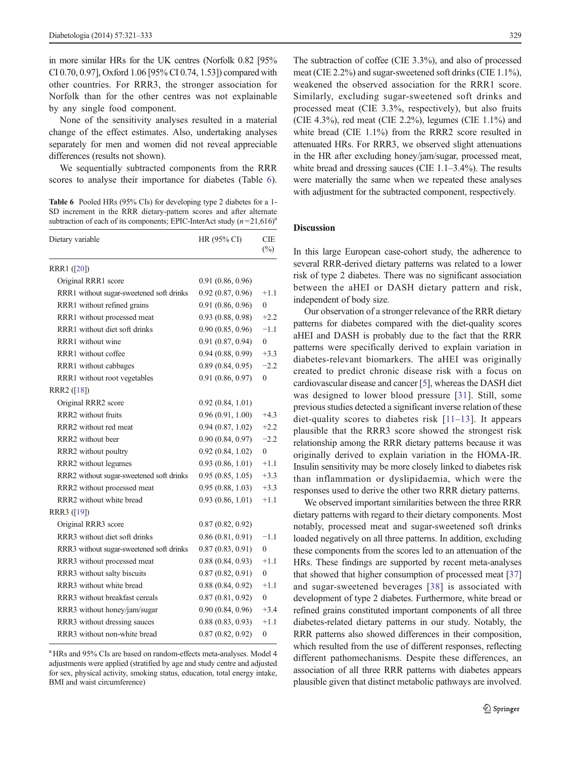in more similar HRs for the UK centres (Norfolk 0.82 [95% CI 0.70, 0.97], Oxford 1.06 [95% CI 0.74, 1.53]) compared with other countries. For RRR3, the stronger association for Norfolk than for the other centres was not explainable by any single food component.

None of the sensitivity analyses resulted in a material change of the effect estimates. Also, undertaking analyses separately for men and women did not reveal appreciable differences (results not shown).

We sequentially subtracted components from the RRR scores to analyse their importance for diabetes (Table 6).

**Table 6** Pooled HRs (95% CIs) for developing type 2 diabetes for a 1-SD increment in the RRR dietary-pattern scores and after alternate subtraction of each of its components; EPIC-InterAct study ($n$=21,616)[a]

| Dietary variable | HR (95% CI) | CIE (%) |
|---|---|---|
| RRR1 ([20]) | | |
| Original RRR1 score | 0.91 (0.86, 0.96) | |
| RRR1 without sugar-sweetened soft drinks | 0.92 (0.87, 0.96) | +1.1 |
| RRR1 without refined grains | 0.91 (0.86, 0.96) | 0 |
| RRR1 without processed meat | 0.93 (0.88, 0.98) | +2.2 |
| RRR1 without diet soft drinks | 0.90 (0.85, 0.96) | −1.1 |
| RRR1 without wine | 0.91 (0.87, 0.94) | 0 |
| RRR1 without coffee | 0.94 (0.88, 0.99) | +3.3 |
| RRR1 without cabbages | 0.89 (0.84, 0.95) | −2.2 |
| RRR1 without root vegetables | 0.91 (0.86, 0.97) | 0 |
| RRR2 ([18]) | | |
| Original RRR2 score | 0.92 (0.84, 1.01) | |
| RRR2 without fruits | 0.96 (0.91, 1.00) | +4.3 |
| RRR2 without red meat | 0.94 (0.87, 1.02) | +2.2 |
| RRR2 without beer | 0.90 (0.84, 0.97) | −2.2 |
| RRR2 without poultry | 0.92 (0.84, 1.02) | 0 |
| RRR2 without legumes | 0.93 (0.86, 1.01) | +1.1 |
| RRR2 without sugar-sweetened soft drinks | 0.95 (0.85, 1.05) | +3.3 |
| RRR2 without processed meat | 0.95 (0.88, 1.03) | +3.3 |
| RRR2 without white bread | 0.93 (0.86, 1.01) | +1.1 |
| RRR3 ([19]) | | |
| Original RRR3 score | 0.87 (0.82, 0.92) | |
| RRR3 without diet soft drinks | 0.86 (0.81, 0.91) | −1.1 |
| RRR3 without sugar-sweetened soft drinks | 0.87 (0.83, 0.91) | 0 |
| RRR3 without processed meat | 0.88 (0.84, 0.93) | +1.1 |
| RRR3 without salty biscuits | 0.87 (0.82, 0.91) | 0 |
| RRR3 without white bread | 0.88 (0.84, 0.92) | +1.1 |
| RRR3 without breakfast cereals | 0.87 (0.81, 0.92) | 0 |
| RRR3 without honey/jam/sugar | 0.90 (0.84, 0.96) | +3.4 |
| RRR3 without dressing sauces | 0.88 (0.83, 0.93) | +1.1 |
| RRR3 without non-white bread | 0.87 (0.82, 0.92) | 0 |

[a] HRs and 95% CIs are based on random-effects meta-analyses. Model 4 adjustments were applied (stratified by age and study centre and adjusted for sex, physical activity, smoking status, education, total energy intake, BMI and waist circumference)

The subtraction of coffee (CIE 3.3%), and also of processed meat (CIE 2.2%) and sugar-sweetened soft drinks (CIE 1.1%), weakened the observed association for the RRR1 score. Similarly, excluding sugar-sweetened soft drinks and processed meat (CIE 3.3%, respectively), but also fruits (CIE 4.3%), red meat (CIE 2.2%), legumes (CIE 1.1%) and white bread (CIE 1.1%) from the RRR2 score resulted in attenuated HRs. For RRR3, we observed slight attenuations in the HR after excluding honey/jam/sugar, processed meat, white bread and dressing sauces (CIE 1.1–3.4%). The results were materially the same when we repeated these analyses with adjustment for the subtracted component, respectively.

## Discussion

In this large European case-cohort study, the adherence to several RRR-derived dietary patterns was related to a lower risk of type 2 diabetes. There was no significant association between the aHEI or DASH dietary pattern and risk, independent of body size.

Our observation of a stronger relevance of the RRR dietary patterns for diabetes compared with the diet-quality scores aHEI and DASH is probably due to the fact that the RRR patterns were specifically derived to explain variation in diabetes-relevant biomarkers. The aHEI was originally created to predict chronic disease risk with a focus on cardiovascular disease and cancer [5], whereas the DASH diet was designed to lower blood pressure [31]. Still, some previous studies detected a significant inverse relation of these diet-quality scores to diabetes risk [11–13]. It appears plausible that the RRR3 score showed the strongest risk relationship among the RRR dietary patterns because it was originally derived to explain variation in the HOMA-IR. Insulin sensitivity may be more closely linked to diabetes risk than inflammation or dyslipidaemia, which were the responses used to derive the other two RRR dietary patterns.

We observed important similarities between the three RRR dietary patterns with regard to their dietary components. Most notably, processed meat and sugar-sweetened soft drinks loaded negatively on all three patterns. In addition, excluding these components from the scores led to an attenuation of the HRs. These findings are supported by recent meta-analyses that showed that higher consumption of processed meat [37] and sugar-sweetened beverages [38] is associated with development of type 2 diabetes. Furthermore, white bread or refined grains constituted important components of all three diabetes-related dietary patterns in our study. Notably, the RRR patterns also showed differences in their composition, which resulted from the use of different responses, reflecting different pathomechanisms. Despite these differences, an association of all three RRR patterns with diabetes appears plausible given that distinct metabolic pathways are involved.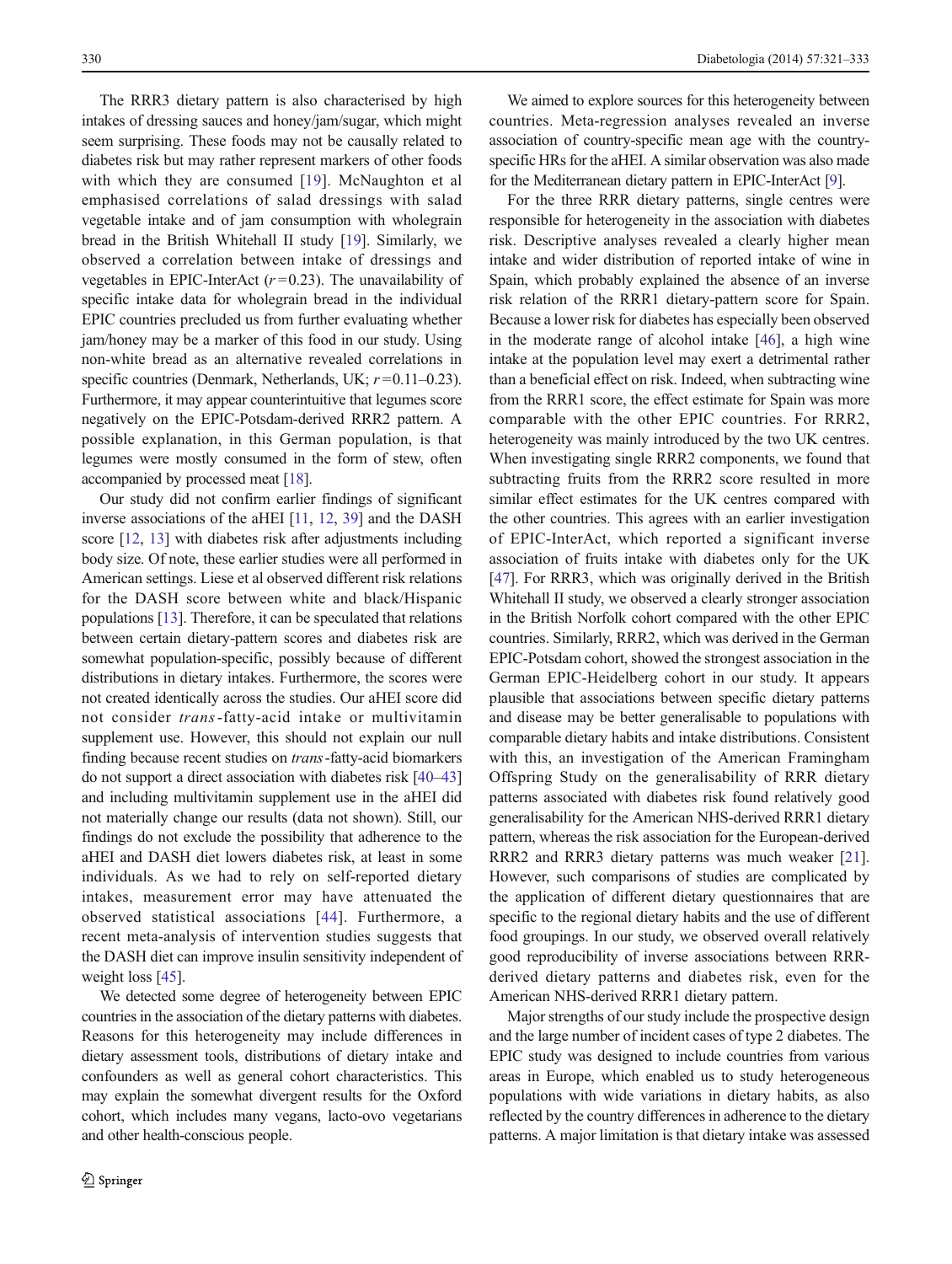The RRR3 dietary pattern is also characterised by high intakes of dressing sauces and honey/jam/sugar, which might seem surprising. These foods may not be causally related to diabetes risk but may rather represent markers of other foods with which they are consumed [19]. McNaughton et al emphasised correlations of salad dressings with salad vegetable intake and of jam consumption with wholegrain bread in the British Whitehall II study [19]. Similarly, we observed a correlation between intake of dressings and vegetables in EPIC-InterAct ($r = 0.23$). The unavailability of specific intake data for wholegrain bread in the individual EPIC countries precluded us from further evaluating whether jam/honey may be a marker of this food in our study. Using non-white bread as an alternative revealed correlations in specific countries (Denmark, Netherlands, UK; $r = 0.11–0.23$). Furthermore, it may appear counterintuitive that legumes score negatively on the EPIC-Potsdam-derived RRR2 pattern. A possible explanation, in this German population, is that legumes were mostly consumed in the form of stew, often accompanied by processed meat [18].

Our study did not confirm earlier findings of significant inverse associations of the aHEI [11, 12, 39] and the DASH score [12, 13] with diabetes risk after adjustments including body size. Of note, these earlier studies were all performed in American settings. Liese et al observed different risk relations for the DASH score between white and black/Hispanic populations [13]. Therefore, it can be speculated that relations between certain dietary-pattern scores and diabetes risk are somewhat population-specific, possibly because of different distributions in dietary intakes. Furthermore, the scores were not created identically across the studies. Our aHEI score did not consider *trans*-fatty-acid intake or multivitamin supplement use. However, this should not explain our null finding because recent studies on *trans*-fatty-acid biomarkers do not support a direct association with diabetes risk [40–43] and including multivitamin supplement use in the aHEI did not materially change our results (data not shown). Still, our findings do not exclude the possibility that adherence to the aHEI and DASH diet lowers diabetes risk, at least in some individuals. As we had to rely on self-reported dietary intakes, measurement error may have attenuated the observed statistical associations [44]. Furthermore, a recent meta-analysis of intervention studies suggests that the DASH diet can improve insulin sensitivity independent of weight loss [45].

We detected some degree of heterogeneity between EPIC countries in the association of the dietary patterns with diabetes. Reasons for this heterogeneity may include differences in dietary assessment tools, distributions of dietary intake and confounders as well as general cohort characteristics. This may explain the somewhat divergent results for the Oxford cohort, which includes many vegans, lacto-ovo vegetarians and other health-conscious people.

We aimed to explore sources for this heterogeneity between countries. Meta-regression analyses revealed an inverse association of country-specific mean age with the country-specific HRs for the aHEI. A similar observation was also made for the Mediterranean dietary pattern in EPIC-InterAct [9].

For the three RRR dietary patterns, single centres were responsible for heterogeneity in the association with diabetes risk. Descriptive analyses revealed a clearly higher mean intake and wider distribution of reported intake of wine in Spain, which probably explained the absence of an inverse risk relation of the RRR1 dietary-pattern score for Spain. Because a lower risk for diabetes has especially been observed in the moderate range of alcohol intake [46], a high wine intake at the population level may exert a detrimental rather than a beneficial effect on risk. Indeed, when subtracting wine from the RRR1 score, the effect estimate for Spain was more comparable with the other EPIC countries. For RRR2, heterogeneity was mainly introduced by the two UK centres. When investigating single RRR2 components, we found that subtracting fruits from the RRR2 score resulted in more similar effect estimates for the UK centres compared with the other countries. This agrees with an earlier investigation of EPIC-InterAct, which reported a significant inverse association of fruits intake with diabetes only for the UK [47]. For RRR3, which was originally derived in the British Whitehall II study, we observed a clearly stronger association in the British Norfolk cohort compared with the other EPIC countries. Similarly, RRR2, which was derived in the German EPIC-Potsdam cohort, showed the strongest association in the German EPIC-Heidelberg cohort in our study. It appears plausible that associations between specific dietary patterns and disease may be better generalisable to populations with comparable dietary habits and intake distributions. Consistent with this, an investigation of the American Framingham Offspring Study on the generalisability of RRR dietary patterns associated with diabetes risk found relatively good generalisability for the American NHS-derived RRR1 dietary pattern, whereas the risk association for the European-derived RRR2 and RRR3 dietary patterns was much weaker [21]. However, such comparisons of studies are complicated by the application of different dietary questionnaires that are specific to the regional dietary habits and the use of different food groupings. In our study, we observed overall relatively good reproducibility of inverse associations between RRR-derived dietary patterns and diabetes risk, even for the American NHS-derived RRR1 dietary pattern.

Major strengths of our study include the prospective design and the large number of incident cases of type 2 diabetes. The EPIC study was designed to include countries from various areas in Europe, which enabled us to study heterogeneous populations with wide variations in dietary habits, as also reflected by the country differences in adherence to the dietary patterns. A major limitation is that dietary intake was assessed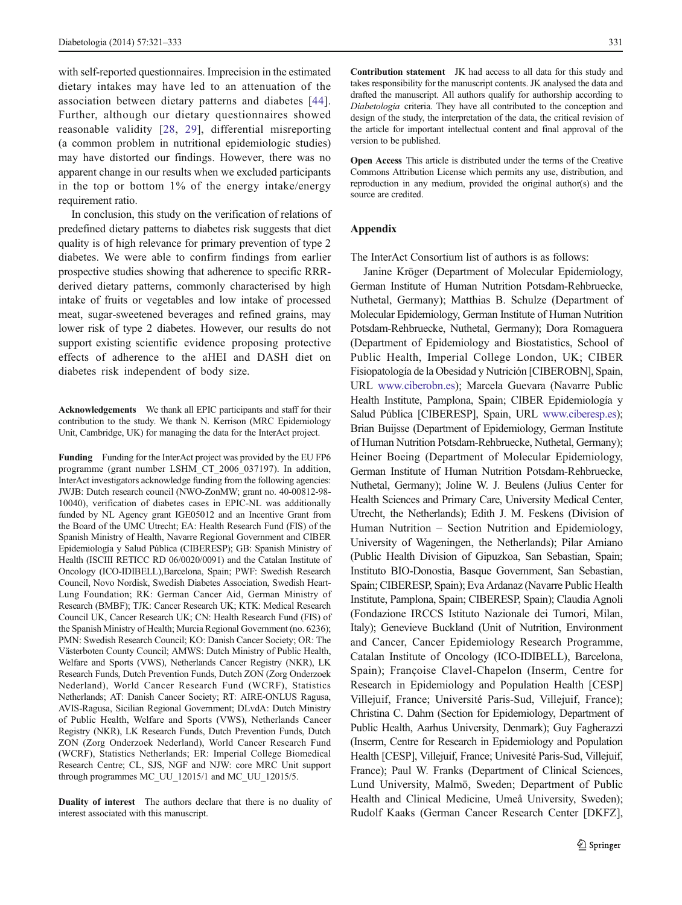with self-reported questionnaires. Imprecision in the estimated dietary intakes may have led to an attenuation of the association between dietary patterns and diabetes [44]. Further, although our dietary questionnaires showed reasonable validity [28, 29], differential misreporting (a common problem in nutritional epidemiologic studies) may have distorted our findings. However, there was no apparent change in our results when we excluded participants in the top or bottom 1% of the energy intake/energy requirement ratio.

In conclusion, this study on the verification of relations of predefined dietary patterns to diabetes risk suggests that diet quality is of high relevance for primary prevention of type 2 diabetes. We were able to confirm findings from earlier prospective studies showing that adherence to specific RRR-derived dietary patterns, commonly characterised by high intake of fruits or vegetables and low intake of processed meat, sugar-sweetened beverages and refined grains, may lower risk of type 2 diabetes. However, our results do not support existing scientific evidence proposing protective effects of adherence to the aHEI and DASH diet on diabetes risk independent of body size.

**Acknowledgements** We thank all EPIC participants and staff for their contribution to the study. We thank N. Kerrison (MRC Epidemiology Unit, Cambridge, UK) for managing the data for the InterAct project.

**Funding** Funding for the InterAct project was provided by the EU FP6 programme (grant number LSHM_CT_2006_037197). In addition, InterAct investigators acknowledge funding from the following agencies: JWJB: Dutch research council (NWO-ZonMW; grant no. 40-00812-98-10040), verification of diabetes cases in EPIC-NL was additionally funded by NL Agency grant IGE05012 and an Incentive Grant from the Board of the UMC Utrecht; EA: Health Research Fund (FIS) of the Spanish Ministry of Health, Navarre Regional Government and CIBER Epidemiología y Salud Pública (CIBERESP); GB: Spanish Ministry of Health (ISCIII RETICC RD 06/0020/0091) and the Catalan Institute of Oncology (ICO-IDIBELL),Barcelona, Spain; PWF: Swedish Research Council, Novo Nordisk, Swedish Diabetes Association, Swedish Heart-Lung Foundation; RK: German Cancer Aid, German Ministry of Research (BMBF); TJK: Cancer Research UK; KTK: Medical Research Council UK, Cancer Research UK; CN: Health Research Fund (FIS) of the Spanish Ministry of Health; Murcia Regional Government (no. 6236); PMN: Swedish Research Council; KO: Danish Cancer Society; OR: The Västerboten County Council; AMWS: Dutch Ministry of Public Health, Welfare and Sports (VWS), Netherlands Cancer Registry (NKR), LK Research Funds, Dutch Prevention Funds, Dutch ZON (Zorg Onderzoek Nederland), World Cancer Research Fund (WCRF), Statistics Netherlands; AT: Danish Cancer Society; RT: AIRE-ONLUS Ragusa, AVIS-Ragusa, Sicilian Regional Government; DLvdA: Dutch Ministry of Public Health, Welfare and Sports (VWS), Netherlands Cancer Registry (NKR), LK Research Funds, Dutch Prevention Funds, Dutch ZON (Zorg Onderzoek Nederland), World Cancer Research Fund (WCRF), Statistics Netherlands; ER: Imperial College Biomedical Research Centre; CL, SJS, NGF and NJW: core MRC Unit support through programmes MC_UU_12015/1 and MC_UU_12015/5.

**Duality of interest** The authors declare that there is no duality of interest associated with this manuscript.

**Contribution statement** JK had access to all data for this study and takes responsibility for the manuscript contents. JK analysed the data and drafted the manuscript. All authors qualify for authorship according to *Diabetologia* criteria. They have all contributed to the conception and design of the study, the interpretation of the data, the critical revision of the article for important intellectual content and final approval of the version to be published.

**Open Access** This article is distributed under the terms of the Creative Commons Attribution License which permits any use, distribution, and reproduction in any medium, provided the original author(s) and the source are credited.

## Appendix

The InterAct Consortium list of authors is as follows:

Janine Kröger (Department of Molecular Epidemiology, German Institute of Human Nutrition Potsdam-Rehbruecke, Nuthetal, Germany); Matthias B. Schulze (Department of Molecular Epidemiology, German Institute of Human Nutrition Potsdam-Rehbruecke, Nuthetal, Germany); Dora Romaguera (Department of Epidemiology and Biostatistics, School of Public Health, Imperial College London, UK; CIBER Fisiopatología de la Obesidad y Nutrición [CIBEROBN], Spain, URL www.ciberobn.es); Marcela Guevara (Navarre Public Health Institute, Pamplona, Spain; CIBER Epidemiología y Salud Pública [CIBERESP], Spain, URL www.ciberesp.es); Brian Buijsse (Department of Epidemiology, German Institute of Human Nutrition Potsdam-Rehbruecke, Nuthetal, Germany); Heiner Boeing (Department of Molecular Epidemiology, German Institute of Human Nutrition Potsdam-Rehbruecke, Nuthetal, Germany); Joline W. J. Beulens (Julius Center for Health Sciences and Primary Care, University Medical Center, Utrecht, the Netherlands); Edith J. M. Feskens (Division of Human Nutrition – Section Nutrition and Epidemiology, University of Wageningen, the Netherlands); Pilar Amiano (Public Health Division of Gipuzkoa, San Sebastian, Spain; Instituto BIO-Donostia, Basque Government, San Sebastian, Spain; CIBERESP, Spain); Eva Ardanaz (Navarre Public Health Institute, Pamplona, Spain; CIBERESP, Spain); Claudia Agnoli (Fondazione IRCCS Istituto Nazionale dei Tumori, Milan, Italy); Genevieve Buckland (Unit of Nutrition, Environment and Cancer, Cancer Epidemiology Research Programme, Catalan Institute of Oncology (ICO-IDIBELL), Barcelona, Spain); Françoise Clavel-Chapelon (Inserm, Centre for Research in Epidemiology and Population Health [CESP] Villejuif, France; Université Paris-Sud, Villejuif, France); Christina C. Dahm (Section for Epidemiology, Department of Public Health, Aarhus University, Denmark); Guy Fagherazzi (Inserm, Centre for Research in Epidemiology and Population Health [CESP], Villejuif, France; Univesité Paris-Sud, Villejuif, France); Paul W. Franks (Department of Clinical Sciences, Lund University, Malmö, Sweden; Department of Public Health and Clinical Medicine, Umeå University, Sweden); Rudolf Kaaks (German Cancer Research Center [DKFZ],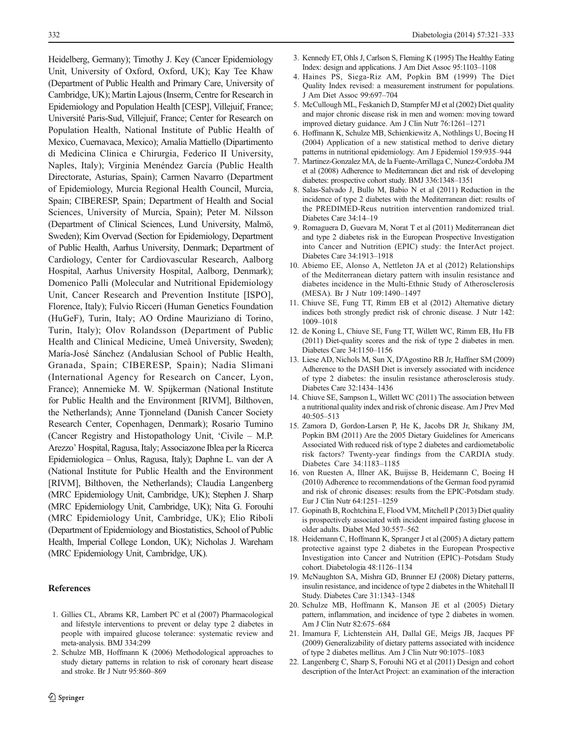Heidelberg, Germany); Timothy J. Key (Cancer Epidemiology Unit, University of Oxford, Oxford, UK); Kay Tee Khaw (Department of Public Health and Primary Care, University of Cambridge, UK); Martin Lajous (Inserm, Centre for Research in Epidemiology and Population Health [CESP], Villejuif, France; Université Paris-Sud, Villejuif, France; Center for Research on Population Health, National Institute of Public Health of Mexico, Cuernavaca, Mexico); Amalia Mattiello (Dipartimento di Medicina Clinica e Chirurgia, Federico II University, Naples, Italy); Virginia Menéndez García (Public Health Directorate, Asturias, Spain); Carmen Navarro (Department of Epidemiology, Murcia Regional Health Council, Murcia, Spain; CIBERESP, Spain; Department of Health and Social Sciences, University of Murcia, Spain); Peter M. Nilsson (Department of Clinical Sciences, Lund University, Malmö, Sweden); Kim Overvad (Section for Epidemiology, Department of Public Health, Aarhus University, Denmark; Department of Cardiology, Center for Cardiovascular Research, Aalborg Hospital, Aarhus University Hospital, Aalborg, Denmark); Domenico Palli (Molecular and Nutritional Epidemiology Unit, Cancer Research and Prevention Institute [ISPO], Florence, Italy); Fulvio Ricceri (Human Genetics Foundation (HuGeF), Turin, Italy; AO Ordine Mauriziano di Torino, Turin, Italy); Olov Rolandsson (Department of Public Health and Clinical Medicine, Umeå University, Sweden); María-José Sánchez (Andalusian School of Public Health, Granada, Spain; CIBERESP, Spain); Nadia Slimani (International Agency for Research on Cancer, Lyon, France); Annemieke M. W. Spijkerman (National Institute for Public Health and the Environment [RIVM], Bilthoven, the Netherlands); Anne Tjonneland (Danish Cancer Society Research Center, Copenhagen, Denmark); Rosario Tumino (Cancer Registry and Histopathology Unit, 'Civile – M.P. Arezzo' Hospital, Ragusa, Italy; Associazone Iblea per la Ricerca Epidemiologica – Onlus, Ragusa, Italy); Daphne L. van der A (National Institute for Public Health and the Environment [RIVM], Bilthoven, the Netherlands); Claudia Langenberg (MRC Epidemiology Unit, Cambridge, UK); Stephen J. Sharp (MRC Epidemiology Unit, Cambridge, UK); Nita G. Forouhi (MRC Epidemiology Unit, Cambridge, UK); Elio Riboli (Department of Epidemiology and Biostatistics, School of Public Health, Imperial College London, UK); Nicholas J. Wareham (MRC Epidemiology Unit, Cambridge, UK).

## References

1. Gillies CL, Abrams KR, Lambert PC et al (2007) Pharmacological and lifestyle interventions to prevent or delay type 2 diabetes in people with impaired glucose tolerance: systematic review and meta-analysis. BMJ 334:299
2. Schulze MB, Hoffmann K (2006) Methodological approaches to study dietary patterns in relation to risk of coronary heart disease and stroke. Br J Nutr 95:860–869
3. Kennedy ET, Ohls J, Carlson S, Fleming K (1995) The Healthy Eating Index: design and applications. J Am Diet Assoc 95:1103–1108
4. Haines PS, Siega-Riz AM, Popkin BM (1999) The Diet Quality Index revised: a measurement instrument for populations. J Am Diet Assoc 99:697–704
5. McCullough ML, Feskanich D, Stampfer MJ et al (2002) Diet quality and major chronic disease risk in men and women: moving toward improved dietary guidance. Am J Clin Nutr 76:1261–1271
6. Hoffmann K, Schulze MB, Schienkiewitz A, Nothlings U, Boeing H (2004) Application of a new statistical method to derive dietary patterns in nutritional epidemiology. Am J Epidemiol 159:935–944
7. Martinez-Gonzalez MA, de la Fuente-Arrillaga C, Nunez-Cordoba JM et al (2008) Adherence to Mediterranean diet and risk of developing diabetes: prospective cohort study. BMJ 336:1348–1351
8. Salas-Salvado J, Bullo M, Babio N et al (2011) Reduction in the incidence of type 2 diabetes with the Mediterranean diet: results of the PREDIMED-Reus nutrition intervention randomized trial. Diabetes Care 34:14–19
9. Romaguera D, Guevara M, Norat T et al (2011) Mediterranean diet and type 2 diabetes risk in the European Prospective Investigation into Cancer and Nutrition (EPIC) study: the InterAct project. Diabetes Care 34:1913–1918
10. Abiemo EE, Alonso A, Nettleton JA et al (2012) Relationships of the Mediterranean dietary pattern with insulin resistance and diabetes incidence in the Multi-Ethnic Study of Atherosclerosis (MESA). Br J Nutr 109:1490–1497
11. Chiuve SE, Fung TT, Rimm EB et al (2012) Alternative dietary indices both strongly predict risk of chronic disease. J Nutr 142: 1009–1018
12. de Koning L, Chiuve SE, Fung TT, Willett WC, Rimm EB, Hu FB (2011) Diet-quality scores and the risk of type 2 diabetes in men. Diabetes Care 34:1150–1156
13. Liese AD, Nichols M, Sun X, D'Agostino RB Jr, Haffner SM (2009) Adherence to the DASH Diet is inversely associated with incidence of type 2 diabetes: the insulin resistance atherosclerosis study. Diabetes Care 32:1434–1436
14. Chiuve SE, Sampson L, Willett WC (2011) The association between a nutritional quality index and risk of chronic disease. Am J Prev Med 40:505–513
15. Zamora D, Gordon-Larsen P, He K, Jacobs DR Jr, Shikany JM, Popkin BM (2011) Are the 2005 Dietary Guidelines for Americans Associated With reduced risk of type 2 diabetes and cardiometabolic risk factors? Twenty-year findings from the CARDIA study. Diabetes Care 34:1183–1185
16. von Ruesten A, Illner AK, Buijsse B, Heidemann C, Boeing H (2010) Adherence to recommendations of the German food pyramid and risk of chronic diseases: results from the EPIC-Potsdam study. Eur J Clin Nutr 64:1251–1259
17. Gopinath B, Rochtchina E, Flood VM, Mitchell P (2013) Diet quality is prospectively associated with incident impaired fasting glucose in older adults. Diabet Med 30:557–562
18. Heidemann C, Hoffmann K, Spranger J et al (2005) A dietary pattern protective against type 2 diabetes in the European Prospective Investigation into Cancer and Nutrition (EPIC)–Potsdam Study cohort. Diabetologia 48:1126–1134
19. McNaughton SA, Mishra GD, Brunner EJ (2008) Dietary patterns, insulin resistance, and incidence of type 2 diabetes in the Whitehall II Study. Diabetes Care 31:1343–1348
20. Schulze MB, Hoffmann K, Manson JE et al (2005) Dietary pattern, inflammation, and incidence of type 2 diabetes in women. Am J Clin Nutr 82:675–684
21. Imamura F, Lichtenstein AH, Dallal GE, Meigs JB, Jacques PF (2009) Generalizability of dietary patterns associated with incidence of type 2 diabetes mellitus. Am J Clin Nutr 90:1075–1083
22. Langenberg C, Sharp S, Forouhi NG et al (2011) Design and cohort description of the InterAct Project: an examination of the interaction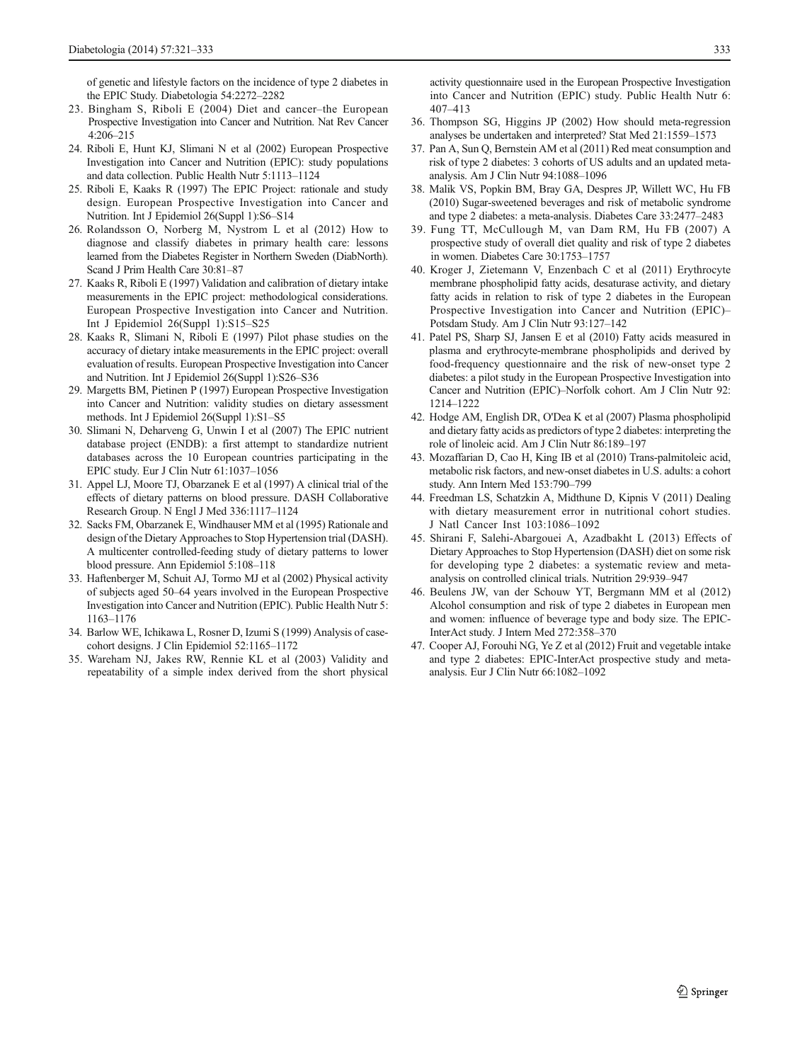of genetic and lifestyle factors on the incidence of type 2 diabetes in the EPIC Study. Diabetologia 54:2272–2282

23. Bingham S, Riboli E (2004) Diet and cancer–the European Prospective Investigation into Cancer and Nutrition. Nat Rev Cancer 4:206–215
24. Riboli E, Hunt KJ, Slimani N et al (2002) European Prospective Investigation into Cancer and Nutrition (EPIC): study populations and data collection. Public Health Nutr 5:1113–1124
25. Riboli E, Kaaks R (1997) The EPIC Project: rationale and study design. European Prospective Investigation into Cancer and Nutrition. Int J Epidemiol 26(Suppl 1):S6–S14
26. Rolandsson O, Norberg M, Nystrom L et al (2012) How to diagnose and classify diabetes in primary health care: lessons learned from the Diabetes Register in Northern Sweden (DiabNorth). Scand J Prim Health Care 30:81–87
27. Kaaks R, Riboli E (1997) Validation and calibration of dietary intake measurements in the EPIC project: methodological considerations. European Prospective Investigation into Cancer and Nutrition. Int J Epidemiol 26(Suppl 1):S15–S25
28. Kaaks R, Slimani N, Riboli E (1997) Pilot phase studies on the accuracy of dietary intake measurements in the EPIC project: overall evaluation of results. European Prospective Investigation into Cancer and Nutrition. Int J Epidemiol 26(Suppl 1):S26–S36
29. Margetts BM, Pietinen P (1997) European Prospective Investigation into Cancer and Nutrition: validity studies on dietary assessment methods. Int J Epidemiol 26(Suppl 1):S1–S5
30. Slimani N, Deharveng G, Unwin I et al (2007) The EPIC nutrient database project (ENDB): a first attempt to standardize nutrient databases across the 10 European countries participating in the EPIC study. Eur J Clin Nutr 61:1037–1056
31. Appel LJ, Moore TJ, Obarzanek E et al (1997) A clinical trial of the effects of dietary patterns on blood pressure. DASH Collaborative Research Group. N Engl J Med 336:1117–1124
32. Sacks FM, Obarzanek E, Windhauser MM et al (1995) Rationale and design of the Dietary Approaches to Stop Hypertension trial (DASH). A multicenter controlled-feeding study of dietary patterns to lower blood pressure. Ann Epidemiol 5:108–118
33. Haftenberger M, Schuit AJ, Tormo MJ et al (2002) Physical activity of subjects aged 50–64 years involved in the European Prospective Investigation into Cancer and Nutrition (EPIC). Public Health Nutr 5: 1163–1176
34. Barlow WE, Ichikawa L, Rosner D, Izumi S (1999) Analysis of case-cohort designs. J Clin Epidemiol 52:1165–1172
35. Wareham NJ, Jakes RW, Rennie KL et al (2003) Validity and repeatability of a simple index derived from the short physical activity questionnaire used in the European Prospective Investigation into Cancer and Nutrition (EPIC) study. Public Health Nutr 6: 407–413
36. Thompson SG, Higgins JP (2002) How should meta-regression analyses be undertaken and interpreted? Stat Med 21:1559–1573
37. Pan A, Sun Q, Bernstein AM et al (2011) Red meat consumption and risk of type 2 diabetes: 3 cohorts of US adults and an updated meta-analysis. Am J Clin Nutr 94:1088–1096
38. Malik VS, Popkin BM, Bray GA, Despres JP, Willett WC, Hu FB (2010) Sugar-sweetened beverages and risk of metabolic syndrome and type 2 diabetes: a meta-analysis. Diabetes Care 33:2477–2483
39. Fung TT, McCullough M, van Dam RM, Hu FB (2007) A prospective study of overall diet quality and risk of type 2 diabetes in women. Diabetes Care 30:1753–1757
40. Kroger J, Zietemann V, Enzenbach C et al (2011) Erythrocyte membrane phospholipid fatty acids, desaturase activity, and dietary fatty acids in relation to risk of type 2 diabetes in the European Prospective Investigation into Cancer and Nutrition (EPIC)–Potsdam Study. Am J Clin Nutr 93:127–142
41. Patel PS, Sharp SJ, Jansen E et al (2010) Fatty acids measured in plasma and erythrocyte-membrane phospholipids and derived by food-frequency questionnaire and the risk of new-onset type 2 diabetes: a pilot study in the European Prospective Investigation into Cancer and Nutrition (EPIC)–Norfolk cohort. Am J Clin Nutr 92: 1214–1222
42. Hodge AM, English DR, O'Dea K et al (2007) Plasma phospholipid and dietary fatty acids as predictors of type 2 diabetes: interpreting the role of linoleic acid. Am J Clin Nutr 86:189–197
43. Mozaffarian D, Cao H, King IB et al (2010) Trans-palmitoleic acid, metabolic risk factors, and new-onset diabetes in U.S. adults: a cohort study. Ann Intern Med 153:790–799
44. Freedman LS, Schatzkin A, Midthune D, Kipnis V (2011) Dealing with dietary measurement error in nutritional cohort studies. J Natl Cancer Inst 103:1086–1092
45. Shirani F, Salehi-Abargouei A, Azadbakht L (2013) Effects of Dietary Approaches to Stop Hypertension (DASH) diet on some risk for developing type 2 diabetes: a systematic review and meta-analysis on controlled clinical trials. Nutrition 29:939–947
46. Beulens JW, van der Schouw YT, Bergmann MM et al (2012) Alcohol consumption and risk of type 2 diabetes in European men and women: influence of beverage type and body size. The EPIC-InterAct study. J Intern Med 272:358–370
47. Cooper AJ, Forouhi NG, Ye Z et al (2012) Fruit and vegetable intake and type 2 diabetes: EPIC-InterAct prospective study and meta-analysis. Eur J Clin Nutr 66:1082–1092